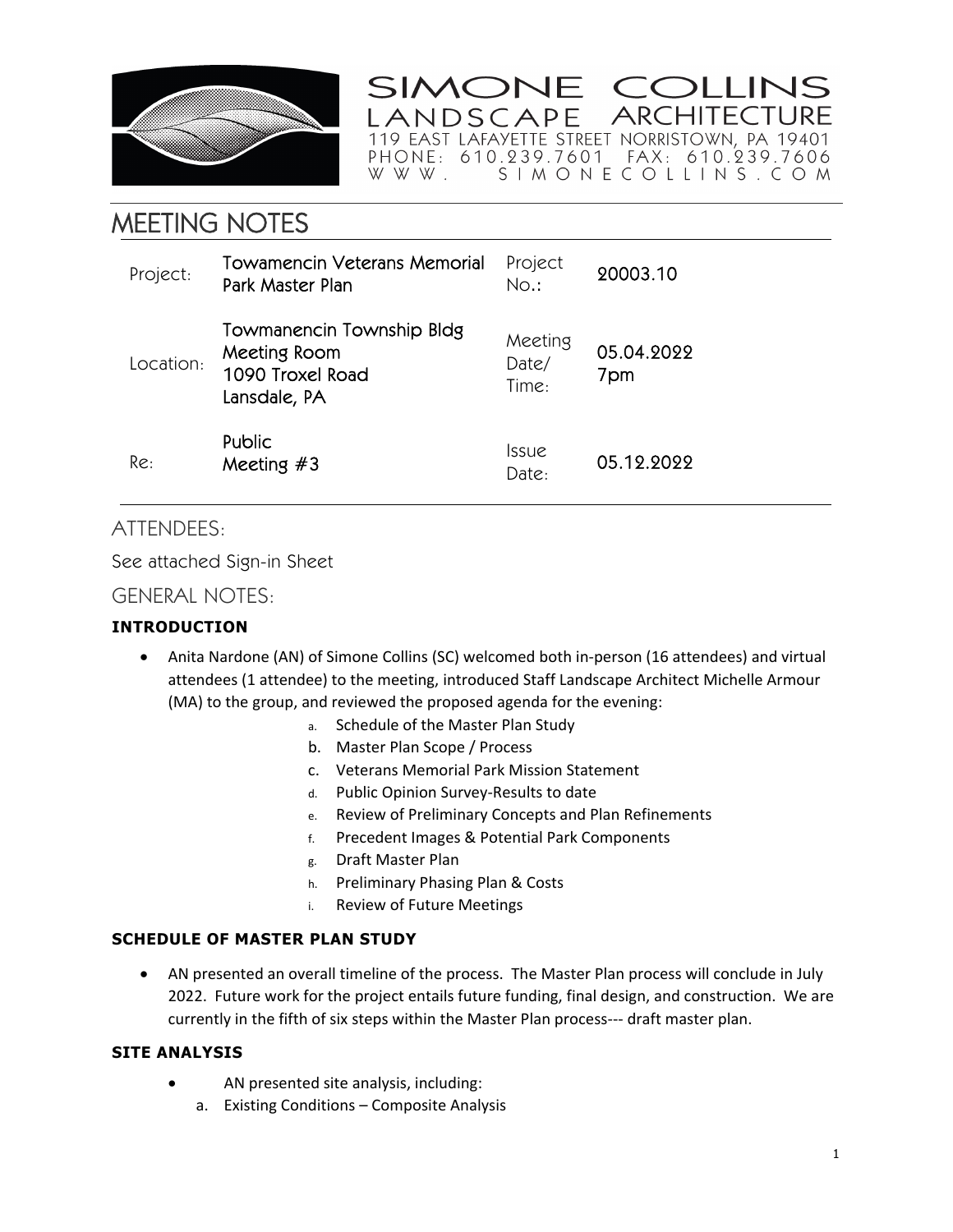SIMONE COLLINS
LANDSCAPE ARCHITECTURE
119 EAST LAFAYETTE STREET NORRISTOWN, PA 19401
PHONE: 610.239.7601 FAX: 610.239.7606
WWW. SIMONECOLLINS.COM

# MEETING NOTES

| | | | |
|---|---|---|---|
| Project: | Towamencin Veterans Memorial Park Master Plan | Project No.: | 20003.10 |
| Location: | Towmanencin Township Bldg Meeting Room 1090 Troxel Road Lansdale, PA | Meeting Date/ Time: | 05.04.2022 7pm |
| Re: | Public Meeting #3 | Issue Date: | 05.12.2022 |

## ATTENDEES:

See attached Sign-in Sheet

## GENERAL NOTES:

### INTRODUCTION

- Anita Nardone (AN) of Simone Collins (SC) welcomed both in-person (16 attendees) and virtual attendees (1 attendee) to the meeting, introduced Staff Landscape Architect Michelle Armour (MA) to the group, and reviewed the proposed agenda for the evening:
  a. Schedule of the Master Plan Study
  b. Master Plan Scope / Process
  c. Veterans Memorial Park Mission Statement
  d. Public Opinion Survey-Results to date
  e. Review of Preliminary Concepts and Plan Refinements
  f. Precedent Images & Potential Park Components
  g. Draft Master Plan
  h. Preliminary Phasing Plan & Costs
  i. Review of Future Meetings

### SCHEDULE OF MASTER PLAN STUDY

- AN presented an overall timeline of the process. The Master Plan process will conclude in July 2022. Future work for the project entails future funding, final design, and construction. We are currently in the fifth of six steps within the Master Plan process--- draft master plan.

### SITE ANALYSIS

- AN presented site analysis, including:
  a. Existing Conditions – Composite Analysis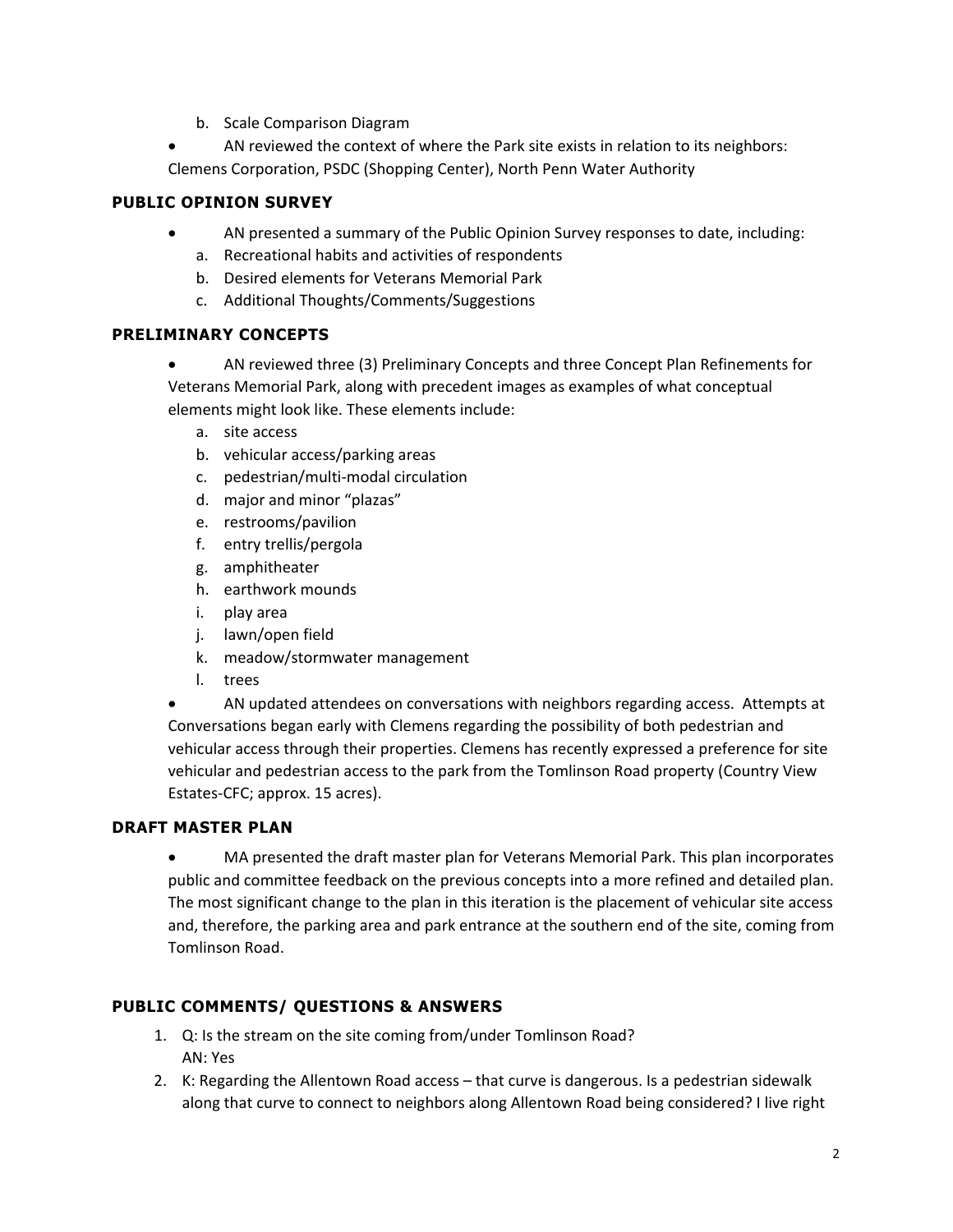b. Scale Comparison Diagram

- AN reviewed the context of where the Park site exists in relation to its neighbors: Clemens Corporation, PSDC (Shopping Center), North Penn Water Authority

## PUBLIC OPINION SURVEY

- AN presented a summary of the Public Opinion Survey responses to date, including:
  a. Recreational habits and activities of respondents
  b. Desired elements for Veterans Memorial Park
  c. Additional Thoughts/Comments/Suggestions

## PRELIMINARY CONCEPTS

- AN reviewed three (3) Preliminary Concepts and three Concept Plan Refinements for Veterans Memorial Park, along with precedent images as examples of what conceptual elements might look like. These elements include:
  a. site access
  b. vehicular access/parking areas
  c. pedestrian/multi-modal circulation
  d. major and minor "plazas"
  e. restrooms/pavilion
  f. entry trellis/pergola
  g. amphitheater
  h. earthwork mounds
  i. play area
  j. lawn/open field
  k. meadow/stormwater management
  l. trees
- AN updated attendees on conversations with neighbors regarding access. Attempts at Conversations began early with Clemens regarding the possibility of both pedestrian and vehicular access through their properties. Clemens has recently expressed a preference for site vehicular and pedestrian access to the park from the Tomlinson Road property (Country View Estates-CFC; approx. 15 acres).

## DRAFT MASTER PLAN

- MA presented the draft master plan for Veterans Memorial Park. This plan incorporates public and committee feedback on the previous concepts into a more refined and detailed plan. The most significant change to the plan in this iteration is the placement of vehicular site access and, therefore, the parking area and park entrance at the southern end of the site, coming from Tomlinson Road.

## PUBLIC COMMENTS/ QUESTIONS & ANSWERS

1. Q: Is the stream on the site coming from/under Tomlinson Road?
   AN: Yes
2. K: Regarding the Allentown Road access – that curve is dangerous. Is a pedestrian sidewalk along that curve to connect to neighbors along Allentown Road being considered? I live right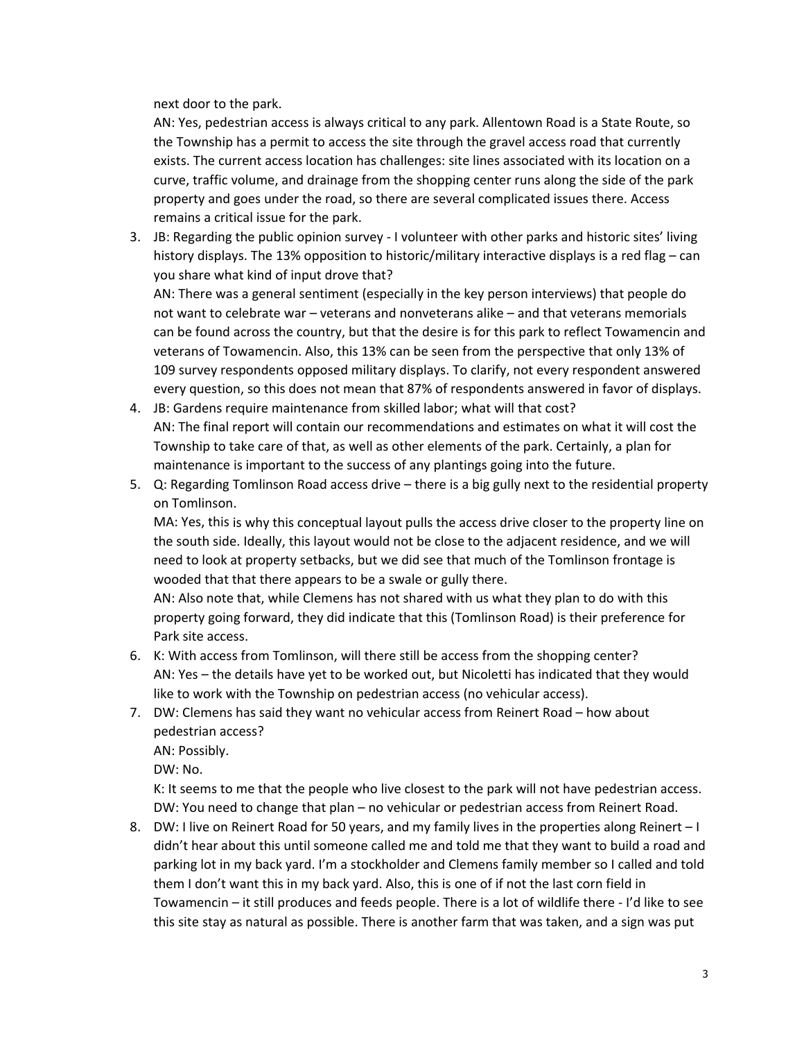next door to the park.

AN: Yes, pedestrian access is always critical to any park. Allentown Road is a State Route, so the Township has a permit to access the site through the gravel access road that currently exists. The current access location has challenges: site lines associated with its location on a curve, traffic volume, and drainage from the shopping center runs along the side of the park property and goes under the road, so there are several complicated issues there. Access remains a critical issue for the park.

3. JB: Regarding the public opinion survey - I volunteer with other parks and historic sites' living history displays. The 13% opposition to historic/military interactive displays is a red flag – can you share what kind of input drove that?

   AN: There was a general sentiment (especially in the key person interviews) that people do not want to celebrate war – veterans and nonveterans alike – and that veterans memorials can be found across the country, but that the desire is for this park to reflect Towamencin and veterans of Towamencin. Also, this 13% can be seen from the perspective that only 13% of 109 survey respondents opposed military displays. To clarify, not every respondent answered every question, so this does not mean that 87% of respondents answered in favor of displays.

4. JB: Gardens require maintenance from skilled labor; what will that cost?

   AN: The final report will contain our recommendations and estimates on what it will cost the Township to take care of that, as well as other elements of the park. Certainly, a plan for maintenance is important to the success of any plantings going into the future.

5. Q: Regarding Tomlinson Road access drive – there is a big gully next to the residential property on Tomlinson.

   MA: Yes, this is why this conceptual layout pulls the access drive closer to the property line on the south side. Ideally, this layout would not be close to the adjacent residence, and we will need to look at property setbacks, but we did see that much of the Tomlinson frontage is wooded that that there appears to be a swale or gully there.

   AN: Also note that, while Clemens has not shared with us what they plan to do with this property going forward, they did indicate that this (Tomlinson Road) is their preference for Park site access.

6. K: With access from Tomlinson, will there still be access from the shopping center?

   AN: Yes – the details have yet to be worked out, but Nicoletti has indicated that they would like to work with the Township on pedestrian access (no vehicular access).

7. DW: Clemens has said they want no vehicular access from Reinert Road – how about pedestrian access?

   AN: Possibly.

   DW: No.

   K: It seems to me that the people who live closest to the park will not have pedestrian access.

   DW: You need to change that plan – no vehicular or pedestrian access from Reinert Road.

8. DW: I live on Reinert Road for 50 years, and my family lives in the properties along Reinert – I didn't hear about this until someone called me and told me that they want to build a road and parking lot in my back yard. I'm a stockholder and Clemens family member so I called and told them I don't want this in my back yard. Also, this is one of if not the last corn field in Towamencin – it still produces and feeds people. There is a lot of wildlife there - I'd like to see this site stay as natural as possible. There is another farm that was taken, and a sign was put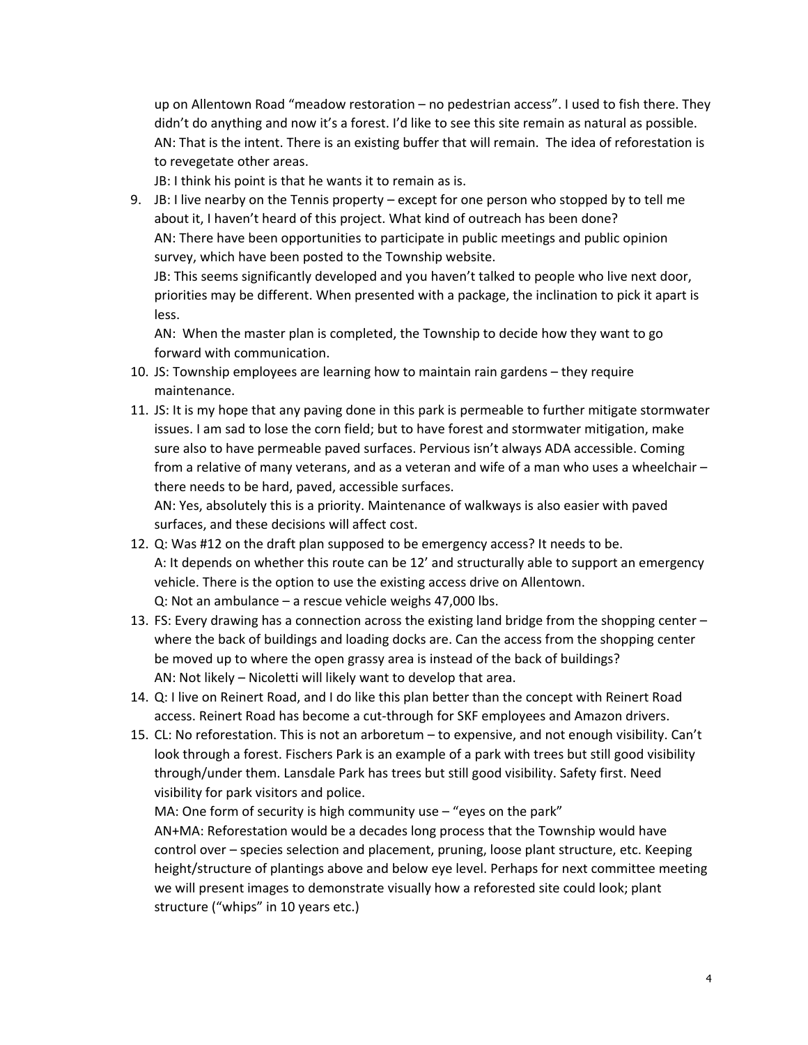up on Allentown Road "meadow restoration – no pedestrian access". I used to fish there. They didn't do anything and now it's a forest. I'd like to see this site remain as natural as possible.
AN: That is the intent. There is an existing buffer that will remain. The idea of reforestation is to revegetate other areas.
JB: I think his point is that he wants it to remain as is.

9. JB: I live nearby on the Tennis property – except for one person who stopped by to tell me about it, I haven't heard of this project. What kind of outreach has been done?
   AN: There have been opportunities to participate in public meetings and public opinion survey, which have been posted to the Township website.
   JB: This seems significantly developed and you haven't talked to people who live next door, priorities may be different. When presented with a package, the inclination to pick it apart is less.
   AN: When the master plan is completed, the Township to decide how they want to go forward with communication.
10. JS: Township employees are learning how to maintain rain gardens – they require maintenance.
11. JS: It is my hope that any paving done in this park is permeable to further mitigate stormwater issues. I am sad to lose the corn field; but to have forest and stormwater mitigation, make sure also to have permeable paved surfaces. Pervious isn't always ADA accessible. Coming from a relative of many veterans, and as a veteran and wife of a man who uses a wheelchair – there needs to be hard, paved, accessible surfaces.
    AN: Yes, absolutely this is a priority. Maintenance of walkways is also easier with paved surfaces, and these decisions will affect cost.
12. Q: Was #12 on the draft plan supposed to be emergency access? It needs to be.
    A: It depends on whether this route can be 12' and structurally able to support an emergency vehicle. There is the option to use the existing access drive on Allentown.
    Q: Not an ambulance – a rescue vehicle weighs 47,000 lbs.
13. FS: Every drawing has a connection across the existing land bridge from the shopping center – where the back of buildings and loading docks are. Can the access from the shopping center be moved up to where the open grassy area is instead of the back of buildings?
    AN: Not likely – Nicoletti will likely want to develop that area.
14. Q: I live on Reinert Road, and I do like this plan better than the concept with Reinert Road access. Reinert Road has become a cut-through for SKF employees and Amazon drivers.
15. CL: No reforestation. This is not an arboretum – to expensive, and not enough visibility. Can't look through a forest. Fischers Park is an example of a park with trees but still good visibility through/under them. Lansdale Park has trees but still good visibility. Safety first. Need visibility for park visitors and police.
    MA: One form of security is high community use – "eyes on the park"
    AN+MA: Reforestation would be a decades long process that the Township would have control over – species selection and placement, pruning, loose plant structure, etc. Keeping height/structure of plantings above and below eye level. Perhaps for next committee meeting we will present images to demonstrate visually how a reforested site could look; plant structure ("whips" in 10 years etc.)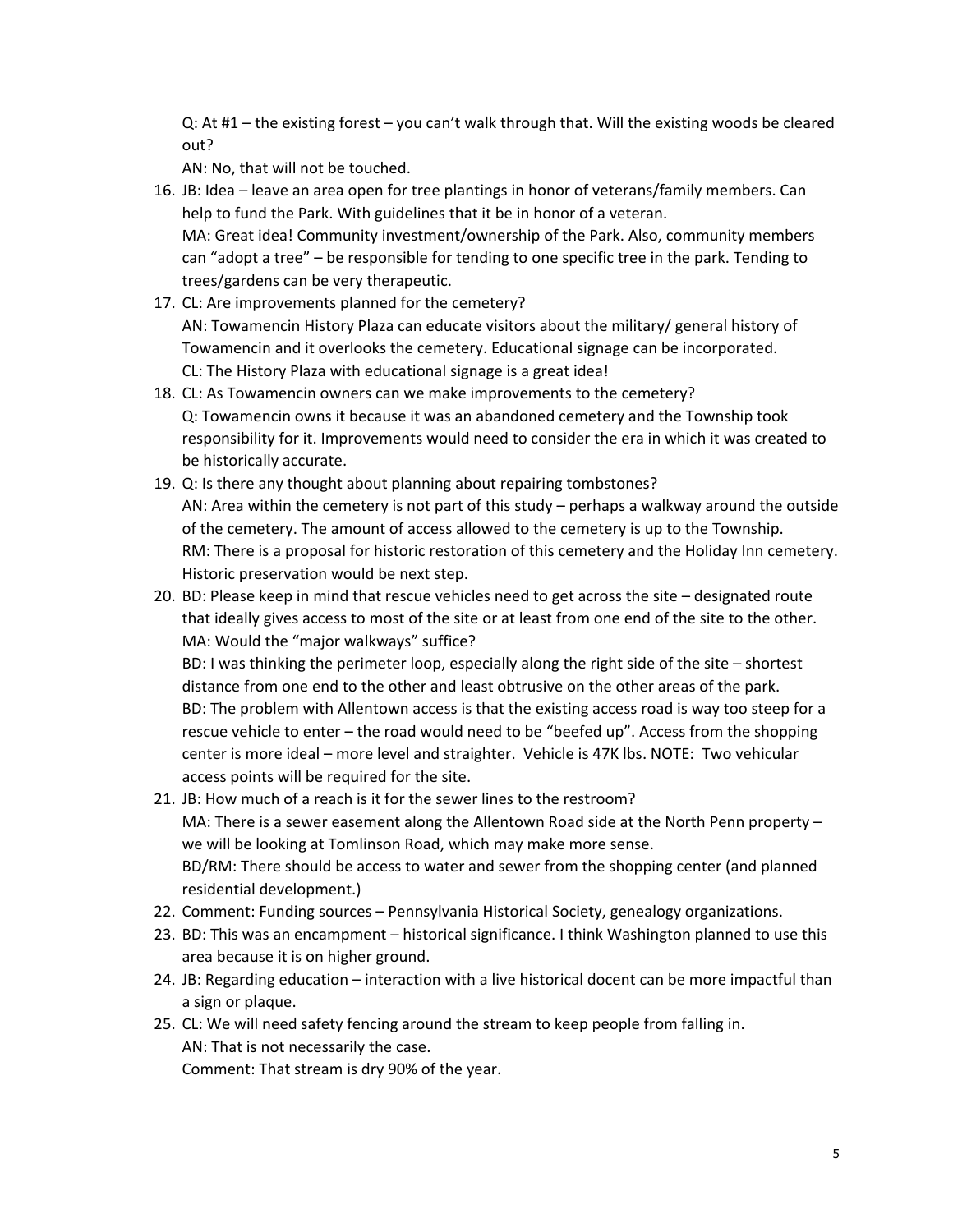Q: At #1 – the existing forest – you can't walk through that. Will the existing woods be cleared out?
AN: No, that will not be touched.

16. JB: Idea – leave an area open for tree plantings in honor of veterans/family members. Can help to fund the Park. With guidelines that it be in honor of a veteran.
MA: Great idea! Community investment/ownership of the Park. Also, community members can "adopt a tree" – be responsible for tending to one specific tree in the park. Tending to trees/gardens can be very therapeutic.
17. CL: Are improvements planned for the cemetery?
AN: Towamencin History Plaza can educate visitors about the military/ general history of Towamencin and it overlooks the cemetery. Educational signage can be incorporated.
CL: The History Plaza with educational signage is a great idea!
18. CL: As Towamencin owners can we make improvements to the cemetery?
Q: Towamencin owns it because it was an abandoned cemetery and the Township took responsibility for it. Improvements would need to consider the era in which it was created to be historically accurate.
19. Q: Is there any thought about planning about repairing tombstones?
AN: Area within the cemetery is not part of this study – perhaps a walkway around the outside of the cemetery. The amount of access allowed to the cemetery is up to the Township.
RM: There is a proposal for historic restoration of this cemetery and the Holiday Inn cemetery. Historic preservation would be next step.
20. BD: Please keep in mind that rescue vehicles need to get across the site – designated route that ideally gives access to most of the site or at least from one end of the site to the other.
MA: Would the "major walkways" suffice?
BD: I was thinking the perimeter loop, especially along the right side of the site – shortest distance from one end to the other and least obtrusive on the other areas of the park.
BD: The problem with Allentown access is that the existing access road is way too steep for a rescue vehicle to enter – the road would need to be "beefed up". Access from the shopping center is more ideal – more level and straighter. Vehicle is 47K lbs. NOTE: Two vehicular access points will be required for the site.
21. JB: How much of a reach is it for the sewer lines to the restroom?
MA: There is a sewer easement along the Allentown Road side at the North Penn property – we will be looking at Tomlinson Road, which may make more sense.
BD/RM: There should be access to water and sewer from the shopping center (and planned residential development.)
22. Comment: Funding sources – Pennsylvania Historical Society, genealogy organizations.
23. BD: This was an encampment – historical significance. I think Washington planned to use this area because it is on higher ground.
24. JB: Regarding education – interaction with a live historical docent can be more impactful than a sign or plaque.
25. CL: We will need safety fencing around the stream to keep people from falling in.
AN: That is not necessarily the case.
Comment: That stream is dry 90% of the year.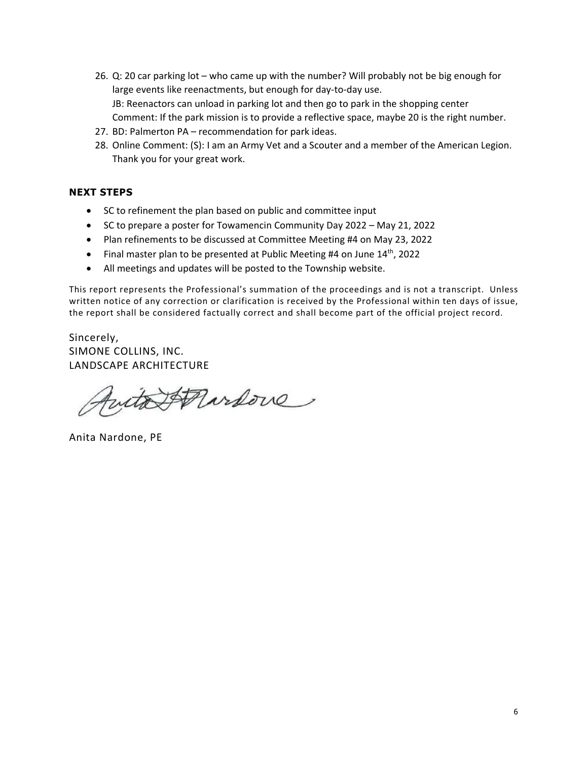26. Q: 20 car parking lot – who came up with the number? Will probably not be big enough for large events like reenactments, but enough for day-to-day use.
    JB: Reenactors can unload in parking lot and then go to park in the shopping center
    Comment: If the park mission is to provide a reflective space, maybe 20 is the right number.
27. BD: Palmerton PA – recommendation for park ideas.
28. Online Comment: (S): I am an Army Vet and a Scouter and a member of the American Legion. Thank you for your great work.

**NEXT STEPS**

- SC to refinement the plan based on public and committee input
- SC to prepare a poster for Towamencin Community Day 2022 – May 21, 2022
- Plan refinements to be discussed at Committee Meeting #4 on May 23, 2022
- Final master plan to be presented at Public Meeting #4 on June 14th, 2022
- All meetings and updates will be posted to the Township website.

This report represents the Professional's summation of the proceedings and is not a transcript. Unless written notice of any correction or clarification is received by the Professional within ten days of issue, the report shall be considered factually correct and shall become part of the official project record.

Sincerely,
SIMONE COLLINS, INC.
LANDSCAPE ARCHITECTURE

Anita Nardone, PE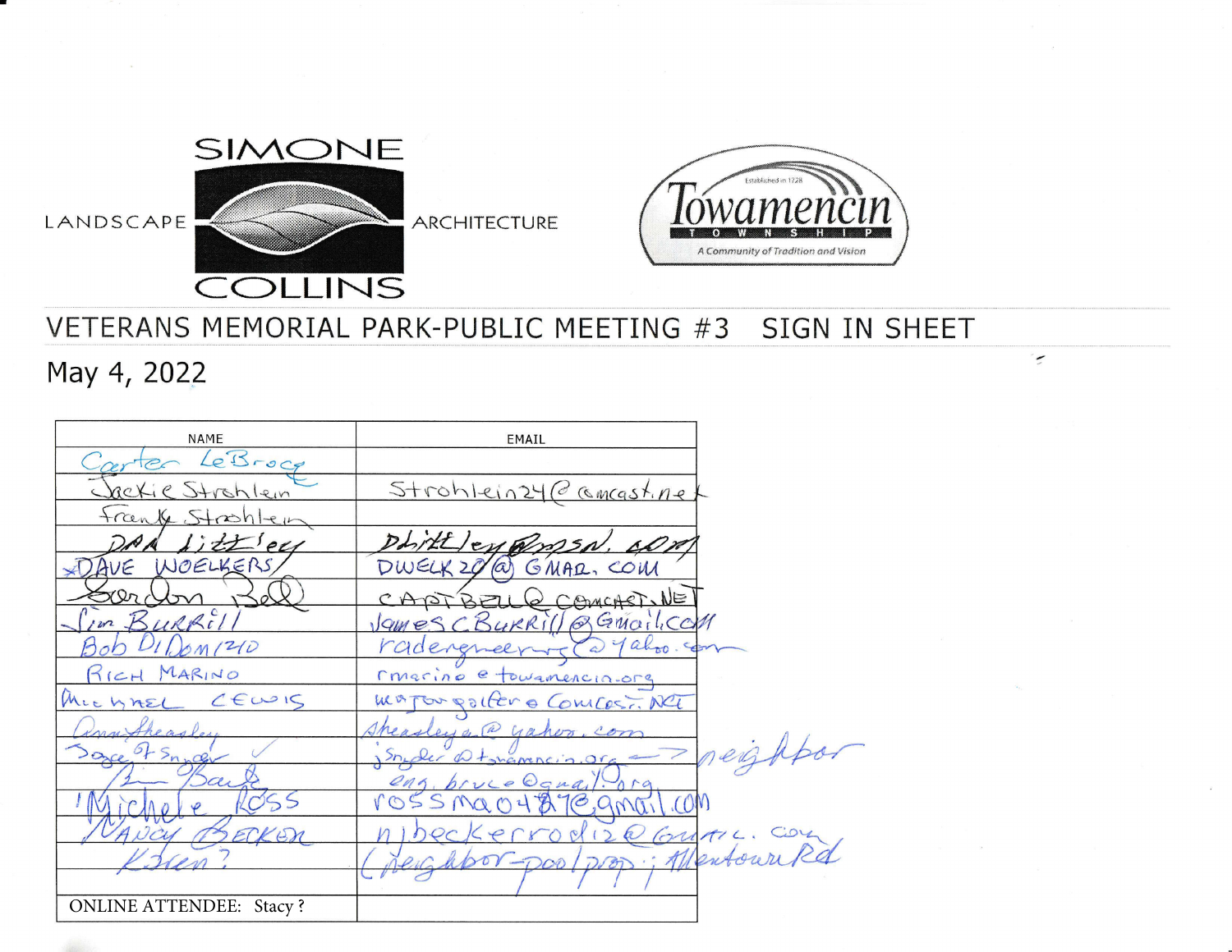SIMONE LANDSCAPE ARCHITECTURE COLLINS

Towamencin Township
Established in 1728
A Community of Tradition and Vision

# VETERANS MEMORIAL PARK-PUBLIC MEETING #3 SIGN IN SHEET

May 4, 2022

| NAME | EMAIL |
|---|---|
| Carter LeBrocq | |
| Jackie Strohlein | Strohlein24@comcast.net |
| Frank Strohlein | |
| DAN Littley | Dlittley@msn.com |
| DAVE WOELKERS | DWELK20@GMAIL.COM |
| Gordon Bell | CAPTBELL@COMCAST.NET |
| Jim BURRILL | JamesCBurrill@Gmail.com |
| Bob DiDomizio | radengineering@yahoo.com |
| RICH MARINO | rmarino@towamencin.org |
| MICHAEL LEWIS | majorgolfer@comcast.net |
| Ann Sheasley | sheasleya@yahoo.com |
| Joseph Snyder ✓ | jsnyder@towamencin.org → neighbor |
| Bruce Baird | eng.bruce@gmail.org |
| Michele Ross | rossma0487@gmail.com |
| NANCY BECKER | njbeckerrodiz@GMAIL.COM |
| Karen? | (neighbor - pool prop; Allentown Rd |
| | |
| ONLINE ATTENDEE: Stacy ? | |